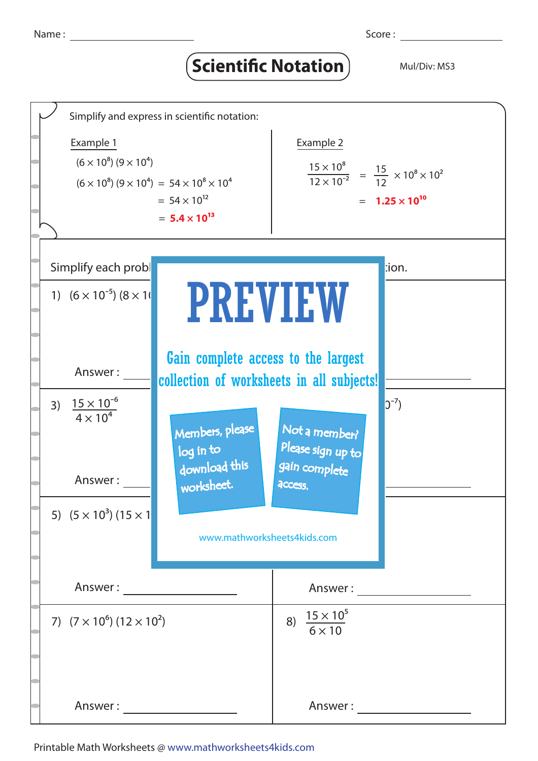Name : ____________________ Score : ____________________

# Scientific Notation

Mul/Div: MS3

Simplify and express in scientific notation:

**Example 1**

$(6 \times 10^8)\ (9 \times 10^4)$

$(6 \times 10^8)\ (9 \times 10^4) = 54 \times 10^8 \times 10^4$

$= 54 \times 10^{12}$

$= \mathbf{5.4 \times 10^{13}}$

**Example 2**

$\frac{15 \times 10^8}{12 \times 10^{-2}} = \frac{15}{12} \times 10^8 \times 10^2$

$= \mathbf{1.25 \times 10^{10}}$

Simplify each probl ... tion.

1) $(6 \times 10^{-5})\ (8 \times 1$

Answer : ____________________

Answer : ____________________

3) $\frac{15 \times 10^{-6}}{4 \times 10^4}$

$0^{-7})$

Answer : ____________________

Answer : ____________________

5) $(5 \times 10^3)\ (15 \times 1$

Answer : ____________________

Answer : ____________________

7) $(7 \times 10^6)\ (12 \times 10^2)$

Answer : ____________________

8) $\frac{15 \times 10^5}{6 \times 10}$

Answer : ____________________

PREVIEW

Gain complete access to the largest collection of worksheets in all subjects!

Members, please log in to download this worksheet.

Not a member? Please sign up to gain complete access.

www.mathworksheets4kids.com

Printable Math Worksheets @ www.mathworksheets4kids.com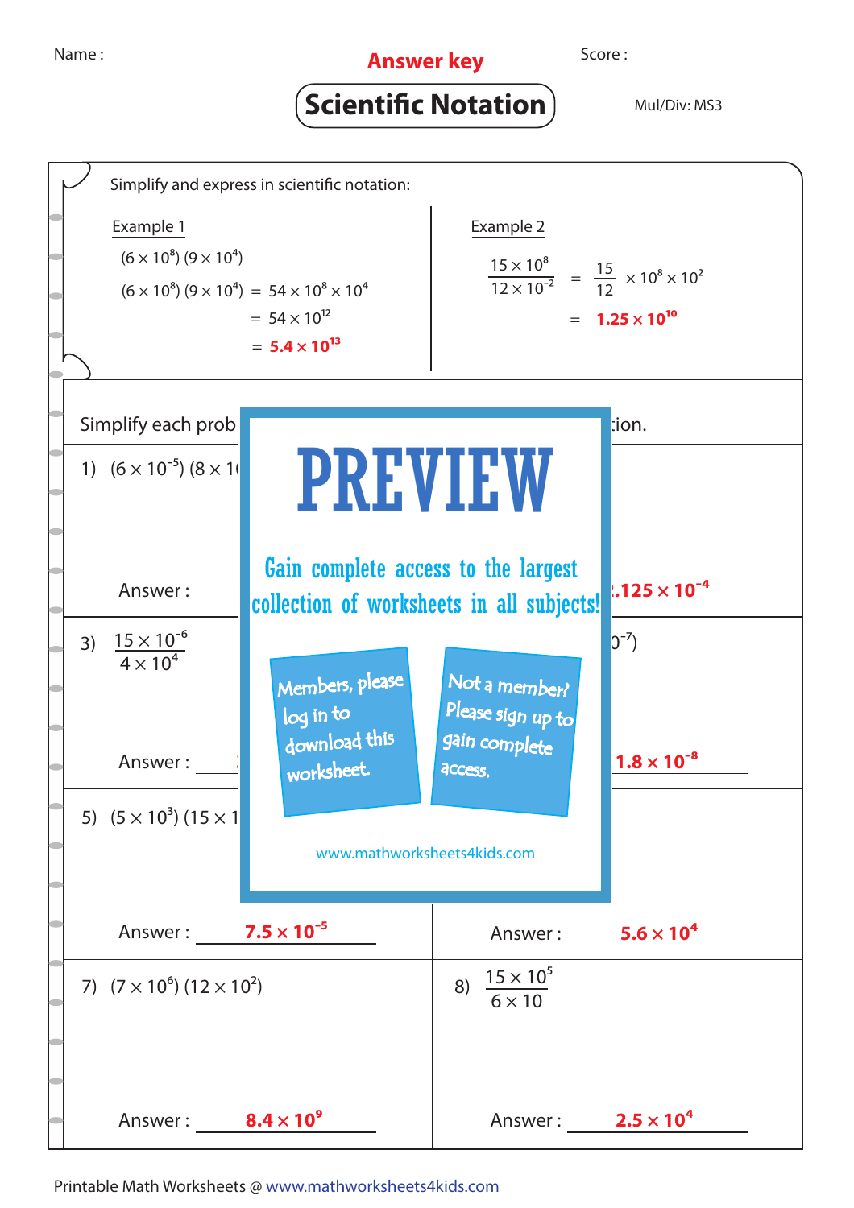Name : ____________ **Answer key** Score : ____________

# Scientific Notation

Mul/Div: MS3

Simplify and express in scientific notation:

**Example 1**

$(6 \times 10^8)(9 \times 10^4)$

$(6 \times 10^8)(9 \times 10^4) = 54 \times 10^8 \times 10^4$

$= 54 \times 10^{12}$

$= \mathbf{5.4 \times 10^{13}}$

**Example 2**

$\frac{15 \times 10^8}{12 \times 10^{-2}} = \frac{15}{12} \times 10^8 \times 10^2$

$= \mathbf{1.25 \times 10^{10}}$

Simplify each probl... ...tion.

1) $(6 \times 10^{-5})(8 \times 1$...

Answer : ...

Answer : ...$.125 \times 10^{-4}$

3) $\frac{15 \times 10^{-6}}{4 \times 10^4}$

...$0^{-7})$

Answer : ...

Answer : $1.8 \times 10^{-8}$

5) $(5 \times 10^3)(15 \times 1$...

Answer : $7.5 \times 10^{-5}$

Answer : $5.6 \times 10^4$

7) $(7 \times 10^6)(12 \times 10^2)$

Answer : $8.4 \times 10^9$

8) $\frac{15 \times 10^5}{6 \times 10}$

Answer : $2.5 \times 10^4$

PREVIEW

Gain complete access to the largest collection of worksheets in all subjects!

Members, please log in to download this worksheet.

Not a member? Please sign up to gain complete access.

www.mathworksheets4kids.com

Printable Math Worksheets @ www.mathworksheets4kids.com